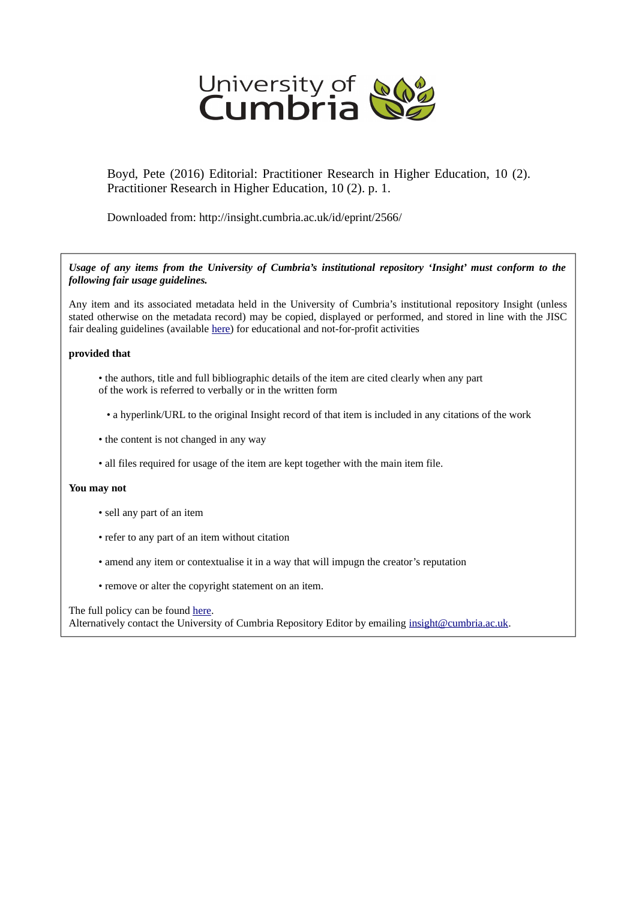University of Cumbria

Boyd, Pete (2016) Editorial: Practitioner Research in Higher Education, 10 (2). Practitioner Research in Higher Education, 10 (2). p. 1.

Downloaded from: http://insight.cumbria.ac.uk/id/eprint/2566/

***Usage of any items from the University of Cumbria's institutional repository 'Insight' must conform to the following fair usage guidelines.***

Any item and its associated metadata held in the University of Cumbria's institutional repository Insight (unless stated otherwise on the metadata record) may be copied, displayed or performed, and stored in line with the JISC fair dealing guidelines (available [here](#)) for educational and not-for-profit activities

**provided that**

- the authors, title and full bibliographic details of the item are cited clearly when any part of the work is referred to verbally or in the written form
- a hyperlink/URL to the original Insight record of that item is included in any citations of the work
- the content is not changed in any way
- all files required for usage of the item are kept together with the main item file.

**You may not**

- sell any part of an item
- refer to any part of an item without citation
- amend any item or contextualise it in a way that will impugn the creator's reputation
- remove or alter the copyright statement on an item.

The full policy can be found [here](#).
Alternatively contact the University of Cumbria Repository Editor by emailing insight@cumbria.ac.uk.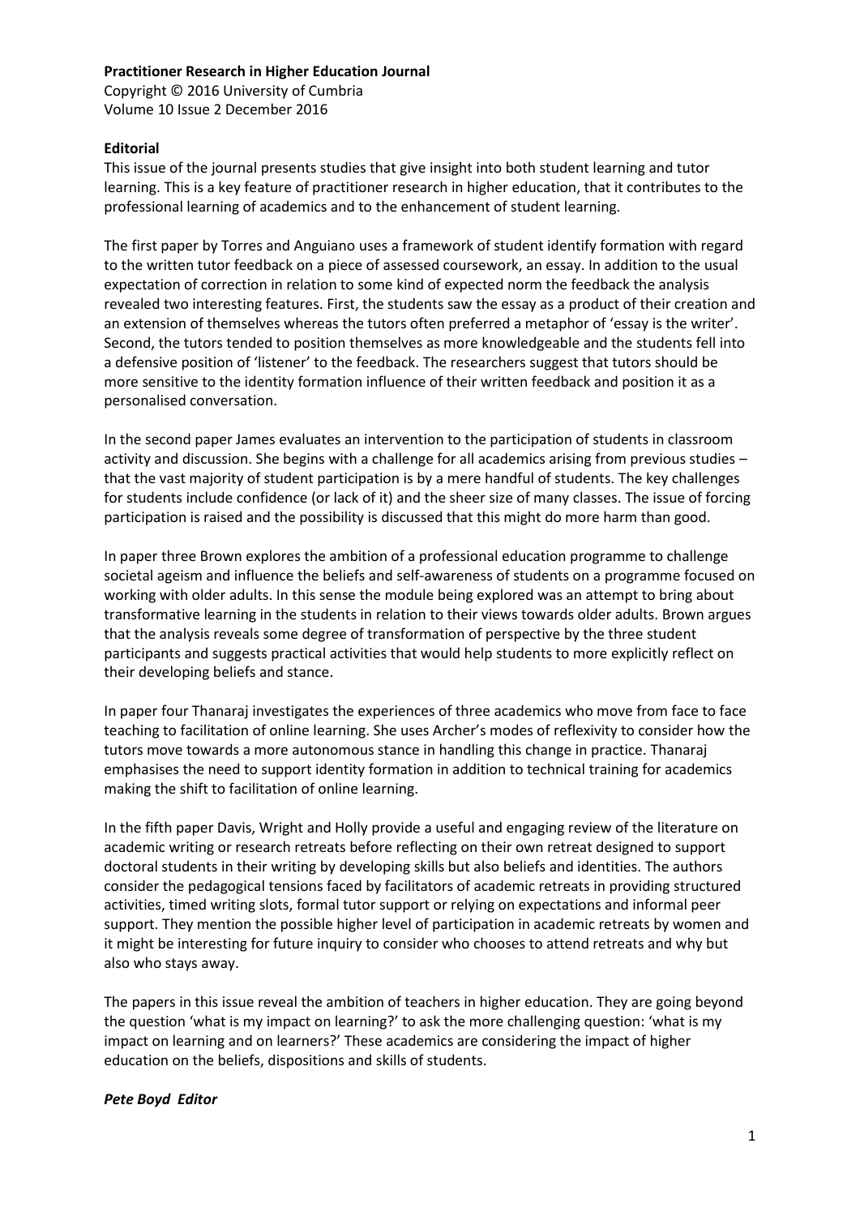**Practitioner Research in Higher Education Journal**
Copyright © 2016 University of Cumbria
Volume 10 Issue 2 December 2016

**Editorial**

This issue of the journal presents studies that give insight into both student learning and tutor learning. This is a key feature of practitioner research in higher education, that it contributes to the professional learning of academics and to the enhancement of student learning.

The first paper by Torres and Anguiano uses a framework of student identify formation with regard to the written tutor feedback on a piece of assessed coursework, an essay. In addition to the usual expectation of correction in relation to some kind of expected norm the feedback the analysis revealed two interesting features. First, the students saw the essay as a product of their creation and an extension of themselves whereas the tutors often preferred a metaphor of 'essay is the writer'. Second, the tutors tended to position themselves as more knowledgeable and the students fell into a defensive position of 'listener' to the feedback. The researchers suggest that tutors should be more sensitive to the identity formation influence of their written feedback and position it as a personalised conversation.

In the second paper James evaluates an intervention to the participation of students in classroom activity and discussion. She begins with a challenge for all academics arising from previous studies – that the vast majority of student participation is by a mere handful of students. The key challenges for students include confidence (or lack of it) and the sheer size of many classes. The issue of forcing participation is raised and the possibility is discussed that this might do more harm than good.

In paper three Brown explores the ambition of a professional education programme to challenge societal ageism and influence the beliefs and self-awareness of students on a programme focused on working with older adults. In this sense the module being explored was an attempt to bring about transformative learning in the students in relation to their views towards older adults. Brown argues that the analysis reveals some degree of transformation of perspective by the three student participants and suggests practical activities that would help students to more explicitly reflect on their developing beliefs and stance.

In paper four Thanaraj investigates the experiences of three academics who move from face to face teaching to facilitation of online learning. She uses Archer's modes of reflexivity to consider how the tutors move towards a more autonomous stance in handling this change in practice. Thanaraj emphasises the need to support identity formation in addition to technical training for academics making the shift to facilitation of online learning.

In the fifth paper Davis, Wright and Holly provide a useful and engaging review of the literature on academic writing or research retreats before reflecting on their own retreat designed to support doctoral students in their writing by developing skills but also beliefs and identities. The authors consider the pedagogical tensions faced by facilitators of academic retreats in providing structured activities, timed writing slots, formal tutor support or relying on expectations and informal peer support. They mention the possible higher level of participation in academic retreats by women and it might be interesting for future inquiry to consider who chooses to attend retreats and why but also who stays away.

The papers in this issue reveal the ambition of teachers in higher education. They are going beyond the question 'what is my impact on learning?' to ask the more challenging question: 'what is my impact on learning and on learners?' These academics are considering the impact of higher education on the beliefs, dispositions and skills of students.

***Pete Boyd Editor***